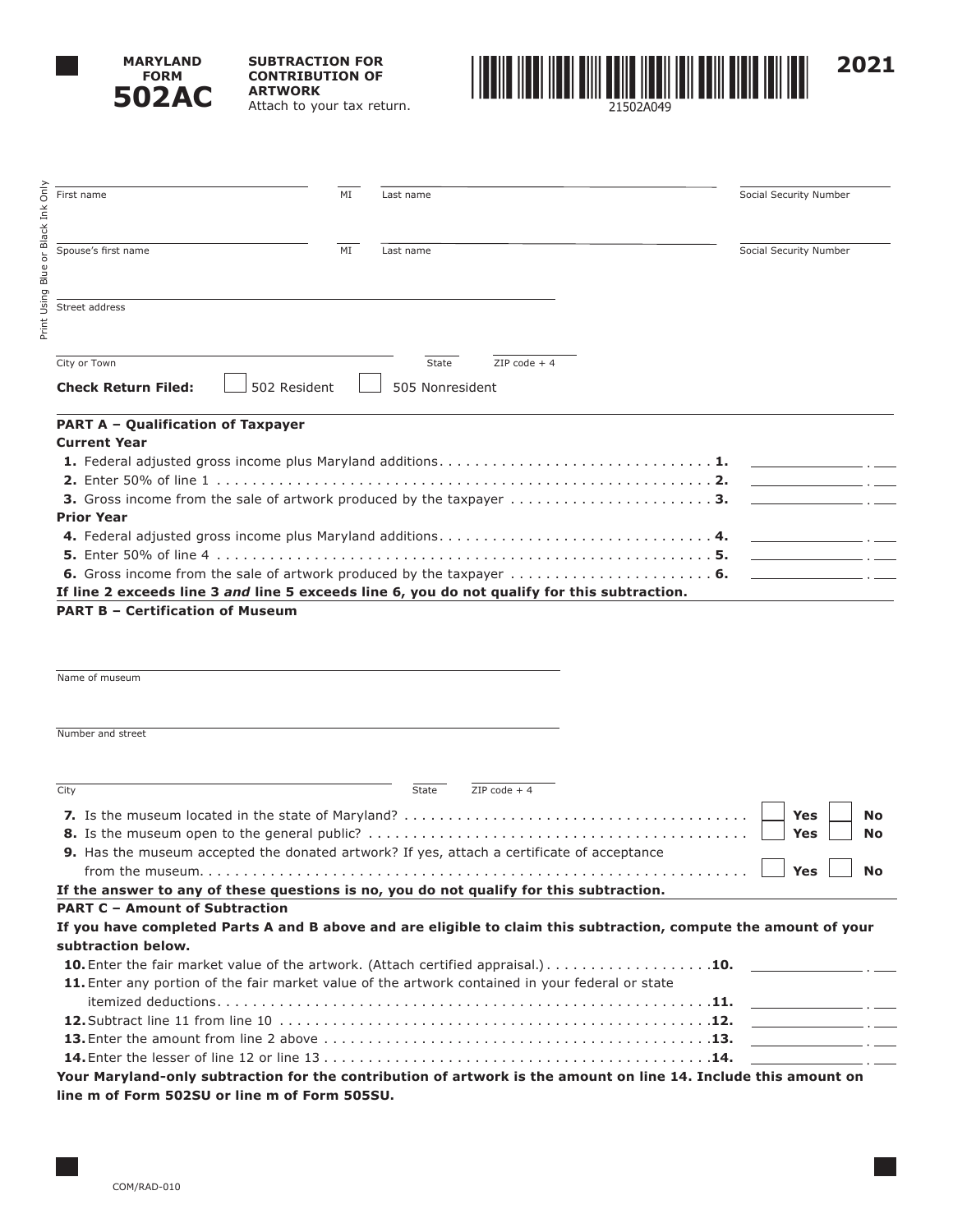**MARYLAND FORM 502AC**

**SUBTRACTION FOR CONTRIBUTION OF ARTWORK**
Attach to your tax return.

21502A049

**2021**

Print Using Blue or Black Ink Only

First name ______ MI ______ Last name ______ Social Security Number ______

Spouse's first name ______ MI ______ Last name ______ Social Security Number ______

Street address ______

City or Town ______ State ______ ZIP code + 4 ______

**Check Return Filed:** ☐ 502 Resident ☐ 505 Nonresident

**PART A – Qualification of Taxpayer**

**Current Year**

**1.** Federal adjusted gross income plus Maryland additions . . . . . **1.** ______

**2.** Enter 50% of line 1 . . . . . **2.** ______

**3.** Gross income from the sale of artwork produced by the taxpayer . . . . . **3.** ______

**Prior Year**

**4.** Federal adjusted gross income plus Maryland additions . . . . . **4.** ______

**5.** Enter 50% of line 4 . . . . . **5.** ______

**6.** Gross income from the sale of artwork produced by the taxpayer . . . . . **6.** ______

**If line 2 exceeds line 3 *and* line 5 exceeds line 6, you do not qualify for this subtraction.**

**PART B – Certification of Museum**

Name of museum ______

Number and street ______

City ______ State ______ ZIP code + 4 ______

**7.** Is the museum located in the state of Maryland? . . . . . ☐ **Yes** ☐ **No**

**8.** Is the museum open to the general public? . . . . . ☐ **Yes** ☐ **No**

**9.** Has the museum accepted the donated artwork? If yes, attach a certificate of acceptance from the museum. . . . . . ☐ **Yes** ☐ **No**

**If the answer to any of these questions is no, you do not qualify for this subtraction.**

**PART C – Amount of Subtraction**

**If you have completed Parts A and B above and are eligible to claim this subtraction, compute the amount of your subtraction below.**

**10.** Enter the fair market value of the artwork. (Attach certified appraisal.) . . . . . **10.** ______

**11.** Enter any portion of the fair market value of the artwork contained in your federal or state itemized deductions . . . . . **11.** ______

**12.** Subtract line 11 from line 10 . . . . . **12.** ______

**13.** Enter the amount from line 2 above . . . . . **13.** ______

**14.** Enter the lesser of line 12 or line 13 . . . . . **14.** ______

**Your Maryland-only subtraction for the contribution of artwork is the amount on line 14. Include this amount on line m of Form 502SU or line m of Form 505SU.**

COM/RAD-010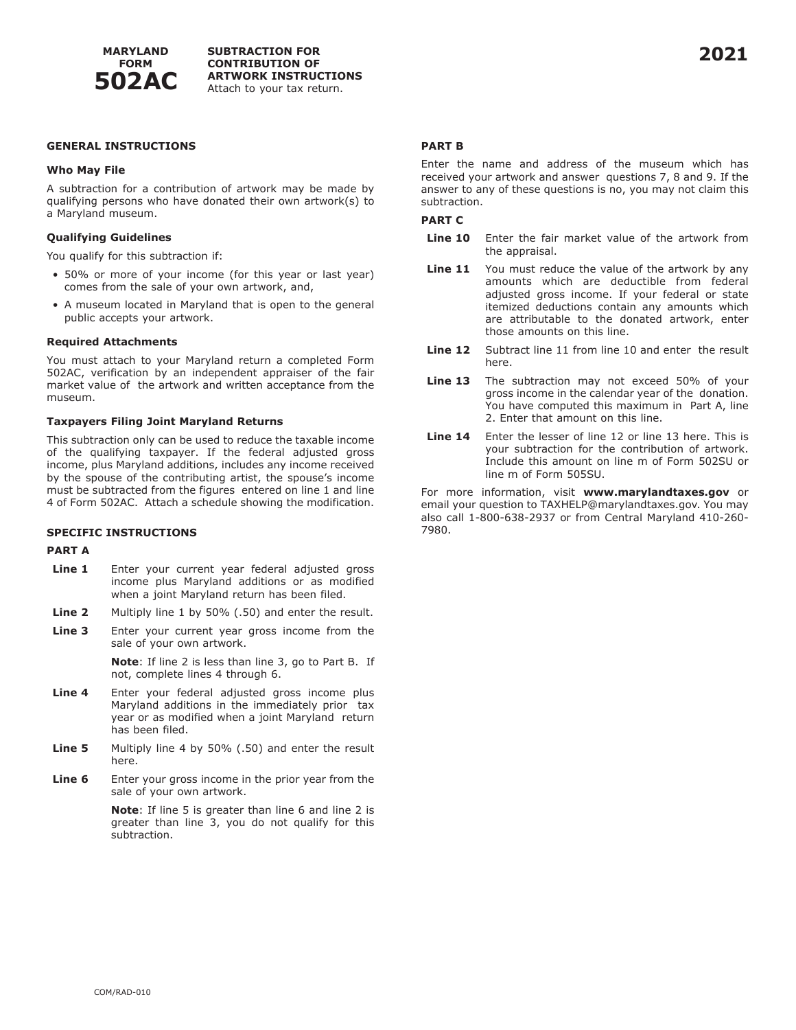# MARYLAND FORM 502AC

## SUBTRACTION FOR CONTRIBUTION OF ARTWORK INSTRUCTIONS

Attach to your tax return.

**2021**

### GENERAL INSTRUCTIONS

#### Who May File

A subtraction for a contribution of artwork may be made by qualifying persons who have donated their own artwork(s) to a Maryland museum.

#### Qualifying Guidelines

You qualify for this subtraction if:

- 50% or more of your income (for this year or last year) comes from the sale of your own artwork, and,
- A museum located in Maryland that is open to the general public accepts your artwork.

#### Required Attachments

You must attach to your Maryland return a completed Form 502AC, verification by an independent appraiser of the fair market value of the artwork and written acceptance from the museum.

#### Taxpayers Filing Joint Maryland Returns

This subtraction only can be used to reduce the taxable income of the qualifying taxpayer. If the federal adjusted gross income, plus Maryland additions, includes any income received by the spouse of the contributing artist, the spouse's income must be subtracted from the figures entered on line 1 and line 4 of Form 502AC. Attach a schedule showing the modification.

### SPECIFIC INSTRUCTIONS

#### PART A

**Line 1** Enter your current year federal adjusted gross income plus Maryland additions or as modified when a joint Maryland return has been filed.

**Line 2** Multiply line 1 by 50% (.50) and enter the result.

**Line 3** Enter your current year gross income from the sale of your own artwork.

**Note**: If line 2 is less than line 3, go to Part B. If not, complete lines 4 through 6.

**Line 4** Enter your federal adjusted gross income plus Maryland additions in the immediately prior tax year or as modified when a joint Maryland return has been filed.

**Line 5** Multiply line 4 by 50% (.50) and enter the result here.

**Line 6** Enter your gross income in the prior year from the sale of your own artwork.

**Note**: If line 5 is greater than line 6 and line 2 is greater than line 3, you do not qualify for this subtraction.

#### PART B

Enter the name and address of the museum which has received your artwork and answer questions 7, 8 and 9. If the answer to any of these questions is no, you may not claim this subtraction.

#### PART C

**Line 10** Enter the fair market value of the artwork from the appraisal.

**Line 11** You must reduce the value of the artwork by any amounts which are deductible from federal adjusted gross income. If your federal or state itemized deductions contain any amounts which are attributable to the donated artwork, enter those amounts on this line.

**Line 12** Subtract line 11 from line 10 and enter the result here.

**Line 13** The subtraction may not exceed 50% of your gross income in the calendar year of the donation. You have computed this maximum in Part A, line 2. Enter that amount on this line.

**Line 14** Enter the lesser of line 12 or line 13 here. This is your subtraction for the contribution of artwork. Include this amount on line m of Form 502SU or line m of Form 505SU.

For more information, visit **www.marylandtaxes.gov** or email your question to TAXHELP@marylandtaxes.gov. You may also call 1-800-638-2937 or from Central Maryland 410-260-7980.

COM/RAD-010